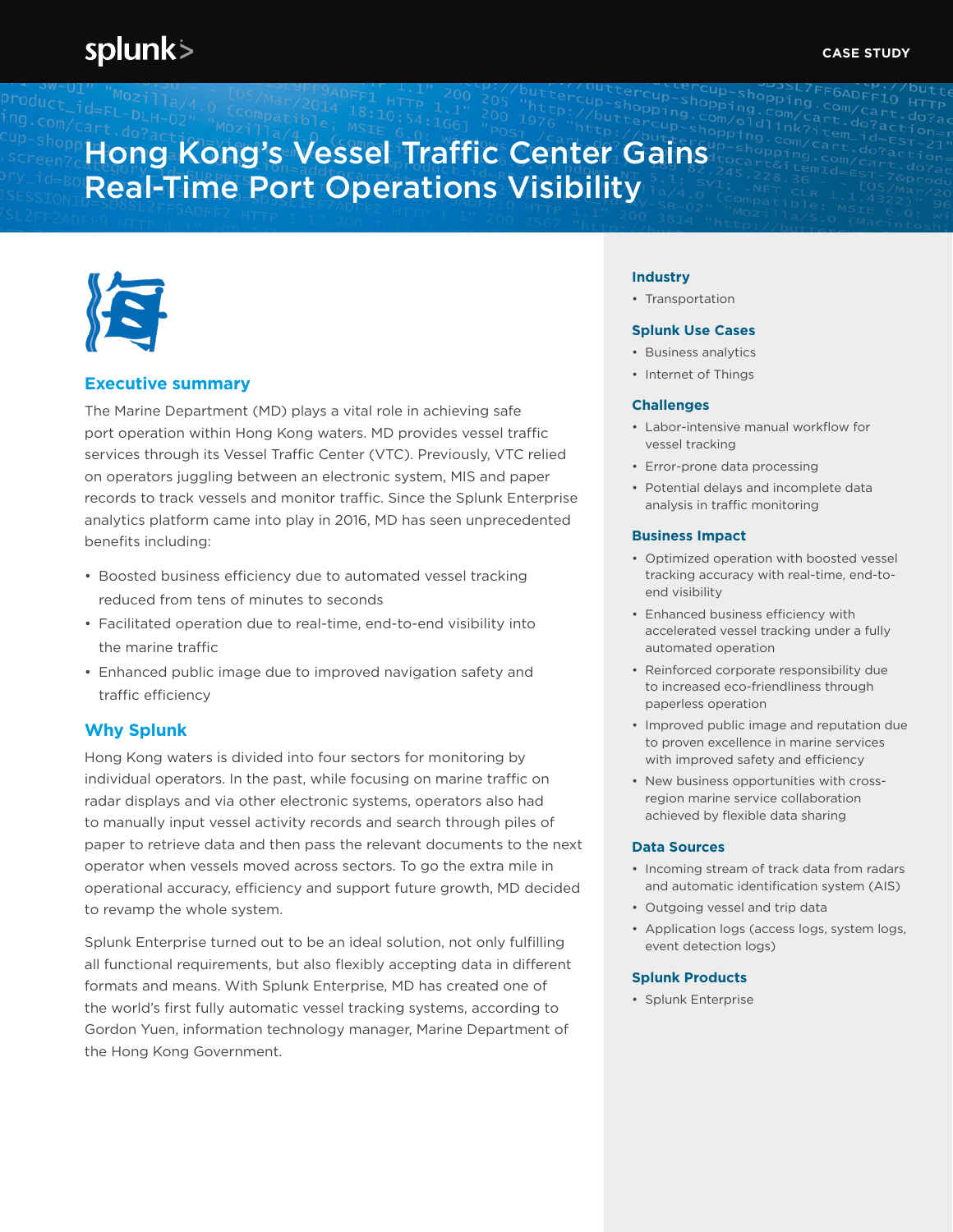CASE STUDY

# Hong Kong's Vessel Traffic Center Gains Real-Time Port Operations Visibility

## Executive summary

The Marine Department (MD) plays a vital role in achieving safe port operation within Hong Kong waters. MD provides vessel traffic services through its Vessel Traffic Center (VTC). Previously, VTC relied on operators juggling between an electronic system, MIS and paper records to track vessels and monitor traffic. Since the Splunk Enterprise analytics platform came into play in 2016, MD has seen unprecedented benefits including:

- Boosted business efficiency due to automated vessel tracking reduced from tens of minutes to seconds
- Facilitated operation due to real-time, end-to-end visibility into the marine traffic
- Enhanced public image due to improved navigation safety and traffic efficiency

## Why Splunk

Hong Kong waters is divided into four sectors for monitoring by individual operators. In the past, while focusing on marine traffic on radar displays and via other electronic systems, operators also had to manually input vessel activity records and search through piles of paper to retrieve data and then pass the relevant documents to the next operator when vessels moved across sectors. To go the extra mile in operational accuracy, efficiency and support future growth, MD decided to revamp the whole system.

Splunk Enterprise turned out to be an ideal solution, not only fulfilling all functional requirements, but also flexibly accepting data in different formats and means. With Splunk Enterprise, MD has created one of the world's first fully automatic vessel tracking systems, according to Gordon Yuen, information technology manager, Marine Department of the Hong Kong Government.

### Industry

- Transportation

### Splunk Use Cases

- Business analytics
- Internet of Things

### Challenges

- Labor-intensive manual workflow for vessel tracking
- Error-prone data processing
- Potential delays and incomplete data analysis in traffic monitoring

### Business Impact

- Optimized operation with boosted vessel tracking accuracy with real-time, end-to-end visibility
- Enhanced business efficiency with accelerated vessel tracking under a fully automated operation
- Reinforced corporate responsibility due to increased eco-friendliness through paperless operation
- Improved public image and reputation due to proven excellence in marine services with improved safety and efficiency
- New business opportunities with cross-region marine service collaboration achieved by flexible data sharing

### Data Sources

- Incoming stream of track data from radars and automatic identification system (AIS)
- Outgoing vessel and trip data
- Application logs (access logs, system logs, event detection logs)

### Splunk Products

- Splunk Enterprise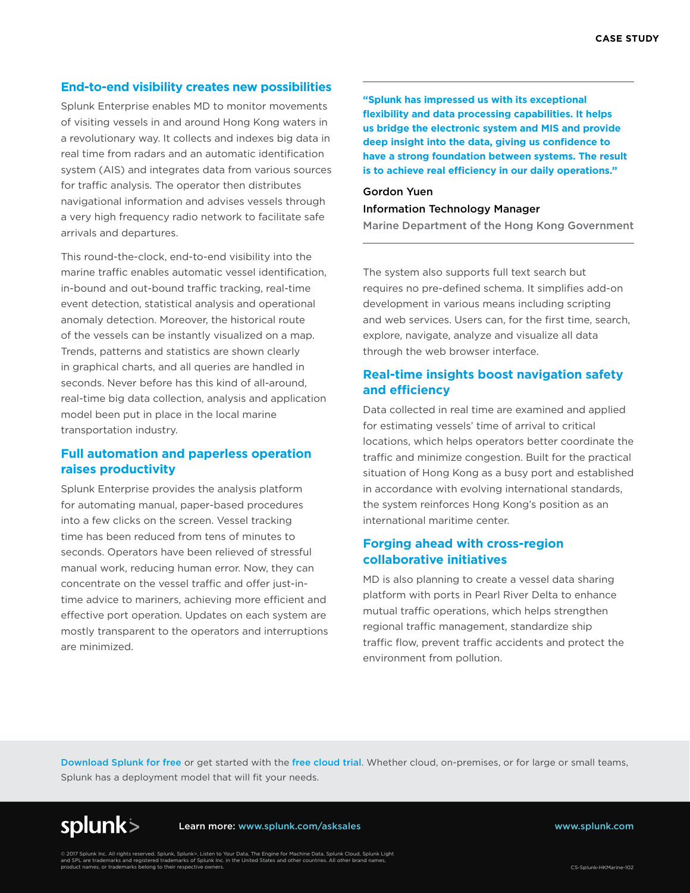## End-to-end visibility creates new possibilities

Splunk Enterprise enables MD to monitor movements of visiting vessels in and around Hong Kong waters in a revolutionary way. It collects and indexes big data in real time from radars and an automatic identification system (AIS) and integrates data from various sources for traffic analysis. The operator then distributes navigational information and advises vessels through a very high frequency radio network to facilitate safe arrivals and departures.

This round-the-clock, end-to-end visibility into the marine traffic enables automatic vessel identification, in-bound and out-bound traffic tracking, real-time event detection, statistical analysis and operational anomaly detection. Moreover, the historical route of the vessels can be instantly visualized on a map. Trends, patterns and statistics are shown clearly in graphical charts, and all queries are handled in seconds. Never before has this kind of all-around, real-time big data collection, analysis and application model been put in place in the local marine transportation industry.

## Full automation and paperless operation raises productivity

Splunk Enterprise provides the analysis platform for automating manual, paper-based procedures into a few clicks on the screen. Vessel tracking time has been reduced from tens of minutes to seconds. Operators have been relieved of stressful manual work, reducing human error. Now, they can concentrate on the vessel traffic and offer just-in-time advice to mariners, achieving more efficient and effective port operation. Updates on each system are mostly transparent to the operators and interruptions are minimized.

---

**"Splunk has impressed us with its exceptional flexibility and data processing capabilities. It helps us bridge the electronic system and MIS and provide deep insight into the data, giving us confidence to have a strong foundation between systems. The result is to achieve real efficiency in our daily operations."**

Gordon Yuen
Information Technology Manager
Marine Department of the Hong Kong Government

---

The system also supports full text search but requires no pre-defined schema. It simplifies add-on development in various means including scripting and web services. Users can, for the first time, search, explore, navigate, analyze and visualize all data through the web browser interface.

## Real-time insights boost navigation safety and efficiency

Data collected in real time are examined and applied for estimating vessels' time of arrival to critical locations, which helps operators better coordinate the traffic and minimize congestion. Built for the practical situation of Hong Kong as a busy port and established in accordance with evolving international standards, the system reinforces Hong Kong's position as an international maritime center.

## Forging ahead with cross-region collaborative initiatives

MD is also planning to create a vessel data sharing platform with ports in Pearl River Delta to enhance mutual traffic operations, which helps strengthen regional traffic management, standardize ship traffic flow, prevent traffic accidents and protect the environment from pollution.

Download Splunk for free or get started with the free cloud trial. Whether cloud, on-premises, or for large or small teams, Splunk has a deployment model that will fit your needs.

splunk>

Learn more: www.splunk.com/asksales

www.splunk.com

© 2017 Splunk Inc. All rights reserved. Splunk, Splunk>, Listen to Your Data, The Engine for Machine Data, Splunk Cloud, Splunk Light and SPL are trademarks and registered trademarks of Splunk Inc. in the United States and other countries. All other brand names, product names, or trademarks belong to their respective owners.

CS-Splunk-HKMarine-102